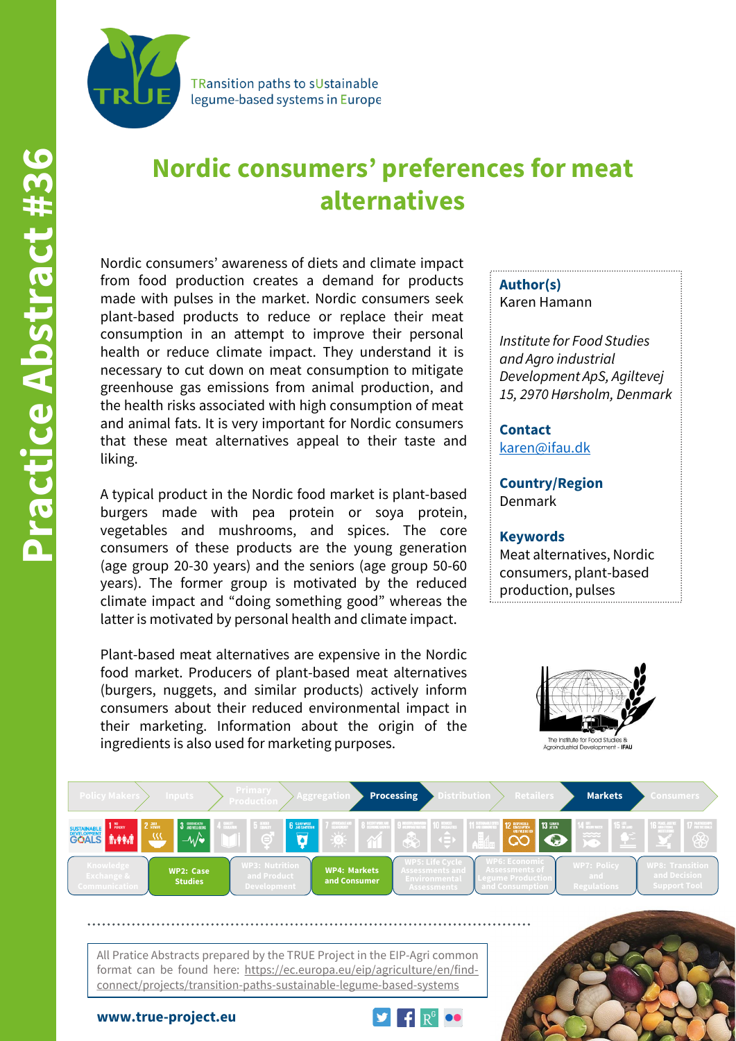TRansition paths to sUstainable legume-based systems in Europe

Practice Abstract #36

# Nordic consumers' preferences for meat alternatives

Nordic consumers' awareness of diets and climate impact from food production creates a demand for products made with pulses in the market. Nordic consumers seek plant-based products to reduce or replace their meat consumption in an attempt to improve their personal health or reduce climate impact. They understand it is necessary to cut down on meat consumption to mitigate greenhouse gas emissions from animal production, and the health risks associated with high consumption of meat and animal fats. It is very important for Nordic consumers that these meat alternatives appeal to their taste and liking.

A typical product in the Nordic food market is plant-based burgers made with pea protein or soya protein, vegetables and mushrooms, and spices. The core consumers of these products are the young generation (age group 20-30 years) and the seniors (age group 50-60 years). The former group is motivated by the reduced climate impact and "doing something good" whereas the latter is motivated by personal health and climate impact.

Plant-based meat alternatives are expensive in the Nordic food market. Producers of plant-based meat alternatives (burgers, nuggets, and similar products) actively inform consumers about their reduced environmental impact in their marketing. Information about the origin of the ingredients is also used for marketing purposes.

**Author(s)**
Karen Hamann

*Institute for Food Studies and Agro industrial Development ApS, Agiltevej 15, 2970 Hørsholm, Denmark*

**Contact**
karen@ifau.dk

**Country/Region**
Denmark

**Keywords**
Meat alternatives, Nordic consumers, plant-based production, pulses

The Institute for Food Studies & Agroindustrial Development - IFAU

Policy Makers | Inputs | Primary Production | Aggregation | **Processing** | Distribution | Retailers | **Markets** | Consumers

Knowledge Exchange & Communication | **WP2: Case Studies** | WP3: Nutrition and Product Development | **WP4: Markets and Consumer** | WP5: Life Cycle Assessments and Environmental Assessments | WP6: Economic Assessments of Legume Production and Consumption | WP7: Policy and Regulations | WP8: Transition and Decision Support Tool

All Pratice Abstracts prepared by the TRUE Project in the EIP-Agri common format can be found here: https://ec.europa.eu/eip/agriculture/en/find-connect/projects/transition-paths-sustainable-legume-based-systems

**www.true-project.eu**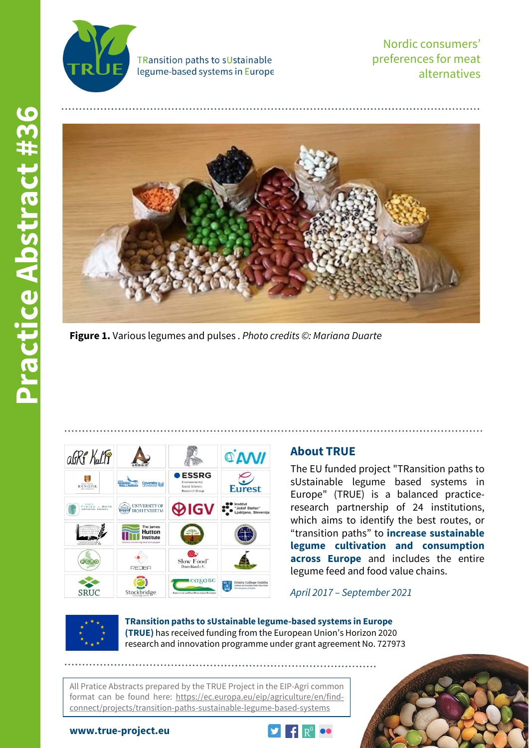# Practice Abstract #36

TRansition paths to sUstainable legume-based systems in Europe

Nordic consumers' preferences for meat alternatives

**Figure 1.** Various legumes and pulses . *Photo credits ©: Mariana Duarte*

## About TRUE

The EU funded project "TRansition paths to sUstainable legume based systems in Europe" (TRUE) is a balanced practice-research partnership of 24 institutions, which aims to identify the best routes, or "transition paths" to **increase sustainable legume cultivation and consumption across Europe** and includes the entire legume feed and food value chains.

*April 2017 – September 2021*

**TRansition paths to sUstainable legume-based systems in Europe (TRUE)** has received funding from the European Union's Horizon 2020 research and innovation programme under grant agreement No. 727973

All Pratice Abstracts prepared by the TRUE Project in the EIP-Agri common format can be found here: https://ec.europa.eu/eip/agriculture/en/find-connect/projects/transition-paths-sustainable-legume-based-systems

**www.true-project.eu**